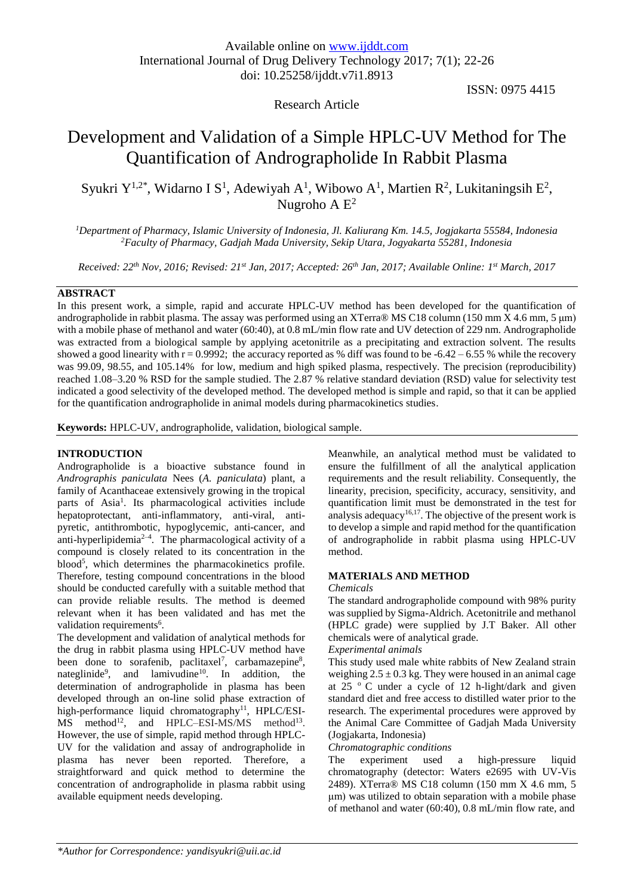Available online on www.ijddt.com

International Journal of Drug Delivery Technology 2017; 7(1); 22-26

doi: 10.25258/ijddt.v7i1.8913

ISSN: 0975 4415

Research Article

# Development and Validation of a Simple HPLC-UV Method for The Quantification of Andrographolide In Rabbit Plasma

Syukri Y[1,2*], Widarno I S[1], Adewiyah A[1], Wibowo A[1], Martien R[2], Lukitaningsih E[2], Nugroho A E[2]

[1]Department of Pharmacy, Islamic University of Indonesia, Jl. Kaliurang Km. 14.5, Jogjakarta 55584, Indonesia

[2]Faculty of Pharmacy, Gadjah Mada University, Sekip Utara, Jogyakarta 55281, Indonesia

*Received: 22[th] Nov, 2016; Revised: 21[st] Jan, 2017; Accepted: 26[th] Jan, 2017; Available Online: 1[st] March, 2017*

## ABSTRACT

In this present work, a simple, rapid and accurate HPLC-UV method has been developed for the quantification of andrographolide in rabbit plasma. The assay was performed using an XTerra® MS C18 column (150 mm X 4.6 mm, 5 μm) with a mobile phase of methanol and water (60:40), at 0.8 mL/min flow rate and UV detection of 229 nm. Andrographolide was extracted from a biological sample by applying acetonitrile as a precipitating and extraction solvent. The results showed a good linearity with r = 0.9992; the accuracy reported as % diff was found to be -6.42 – 6.55 % while the recovery was 99.09, 98.55, and 105.14% for low, medium and high spiked plasma, respectively. The precision (reproducibility) reached 1.08–3.20 % RSD for the sample studied. The 2.87 % relative standard deviation (RSD) value for selectivity test indicated a good selectivity of the developed method. The developed method is simple and rapid, so that it can be applied for the quantification andrographolide in animal models during pharmacokinetics studies.

**Keywords:** HPLC-UV, andrographolide, validation, biological sample.

## INTRODUCTION

Andrographolide is a bioactive substance found in *Andrographis paniculata* Nees (*A. paniculata*) plant, a family of Acanthaceae extensively growing in the tropical parts of Asia[1]. Its pharmacological activities include hepatoprotectant, anti-inflammatory, anti-viral, anti-pyretic, antithrombotic, hypoglycemic, anti-cancer, and anti-hyperlipidemia[2–4]. The pharmacological activity of a compound is closely related to its concentration in the blood[5], which determines the pharmacokinetics profile. Therefore, testing compound concentrations in the blood should be conducted carefully with a suitable method that can provide reliable results. The method is deemed relevant when it has been validated and has met the validation requirements[6].

The development and validation of analytical methods for the drug in rabbit plasma using HPLC-UV method have been done to sorafenib, paclitaxel[7], carbamazepine[8], nateglinide[9], and lamivudine[10]. In addition, the determination of andrographolide in plasma has been developed through an on-line solid phase extraction of high-performance liquid chromatography[11], HPLC/ESI-MS method[12], and HPLC–ESI-MS/MS method[13]. However, the use of simple, rapid method through HPLC-UV for the validation and assay of andrographolide in plasma has never been reported. Therefore, a straightforward and quick method to determine the concentration of andrographolide in plasma rabbit using available equipment needs developing.

Meanwhile, an analytical method must be validated to ensure the fulfillment of all the analytical application requirements and the result reliability. Consequently, the linearity, precision, specificity, accuracy, sensitivity, and quantification limit must be demonstrated in the test for analysis adequacy[16,17]. The objective of the present work is to develop a simple and rapid method for the quantification of andrographolide in rabbit plasma using HPLC-UV method.

## MATERIALS AND METHOD

### *Chemicals*

The standard andrographolide compound with 98% purity was supplied by Sigma-Aldrich. Acetonitrile and methanol (HPLC grade) were supplied by J.T Baker. All other chemicals were of analytical grade.

### *Experimental animals*

This study used male white rabbits of New Zealand strain weighing 2.5 ± 0.3 kg. They were housed in an animal cage at 25 °C under a cycle of 12 h-light/dark and given standard diet and free access to distilled water prior to the research. The experimental procedures were approved by the Animal Care Committee of Gadjah Mada University (Jogjakarta, Indonesia)

### *Chromatographic conditions*

The experiment used a high-pressure liquid chromatography (detector: Waters e2695 with UV-Vis 2489). XTerra® MS C18 column (150 mm X 4.6 mm, 5 μm) was utilized to obtain separation with a mobile phase of methanol and water (60:40), 0.8 mL/min flow rate, and

*\*Author for Correspondence: yandisyukri@uii.ac.id*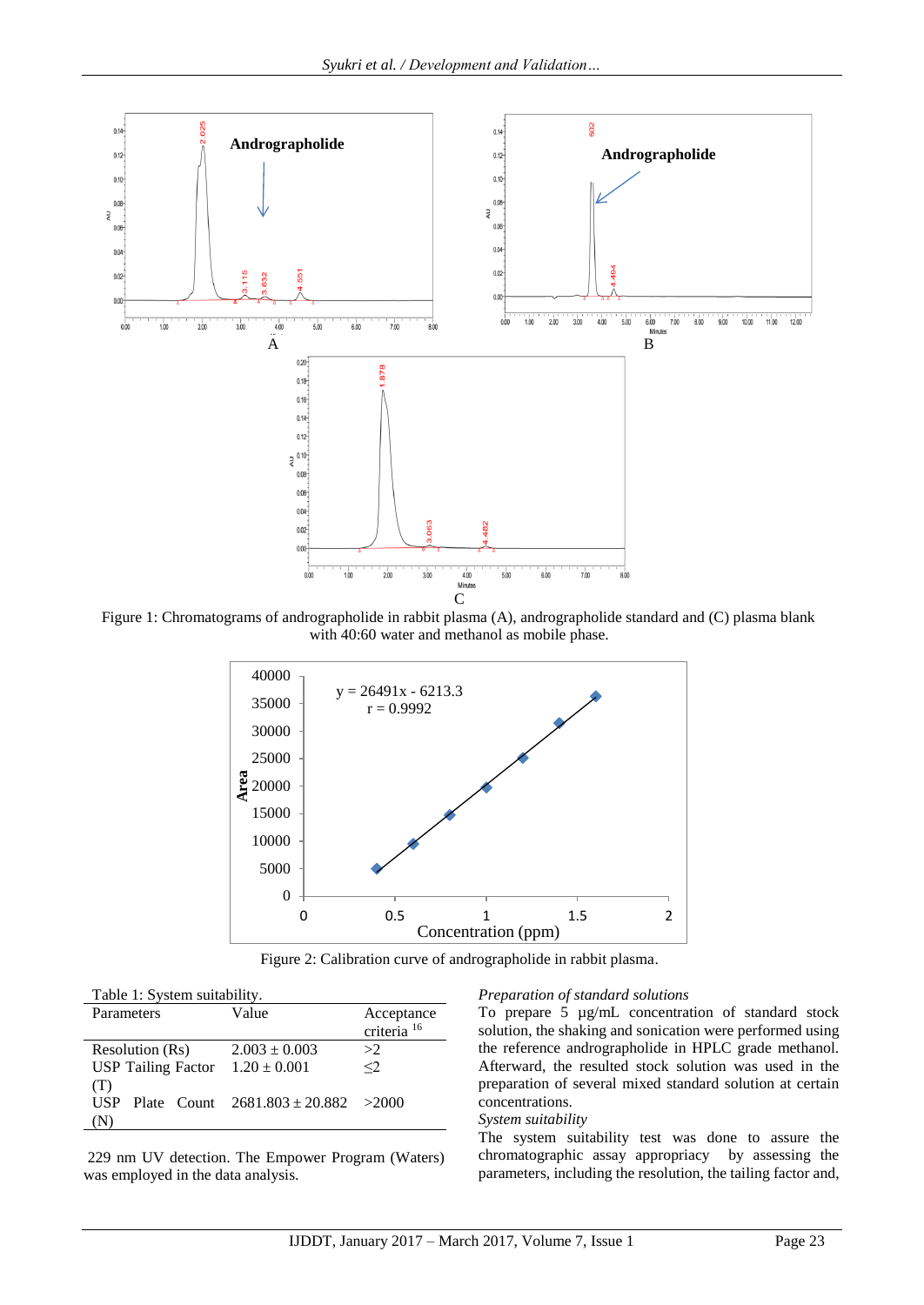Figure 1: Chromatograms of andrographolide in rabbit plasma (A), andrographolide standard and (C) plasma blank with 40:60 water and methanol as mobile phase.

Figure 2: Calibration curve of andrographolide in rabbit plasma.

Table 1: System suitability.

| Parameters | Value | Acceptance criteria [16] |
|---|---|---|
| Resolution (Rs) | 2.003 ± 0.003 | >2 |
| USP Tailing Factor (T) | 1.20 ± 0.001 | ≤2 |
| USP Plate Count (N) | 2681.803 ± 20.882 | >2000 |

229 nm UV detection. The Empower Program (Waters) was employed in the data analysis.

*Preparation of standard solutions*

To prepare 5 µg/mL concentration of standard stock solution, the shaking and sonication were performed using the reference andrographolide in HPLC grade methanol. Afterward, the resulted stock solution was used in the preparation of several mixed standard solution at certain concentrations.

*System suitability*

The system suitability test was done to assure the chromatographic assay appropriacy by assessing the parameters, including the resolution, the tailing factor and,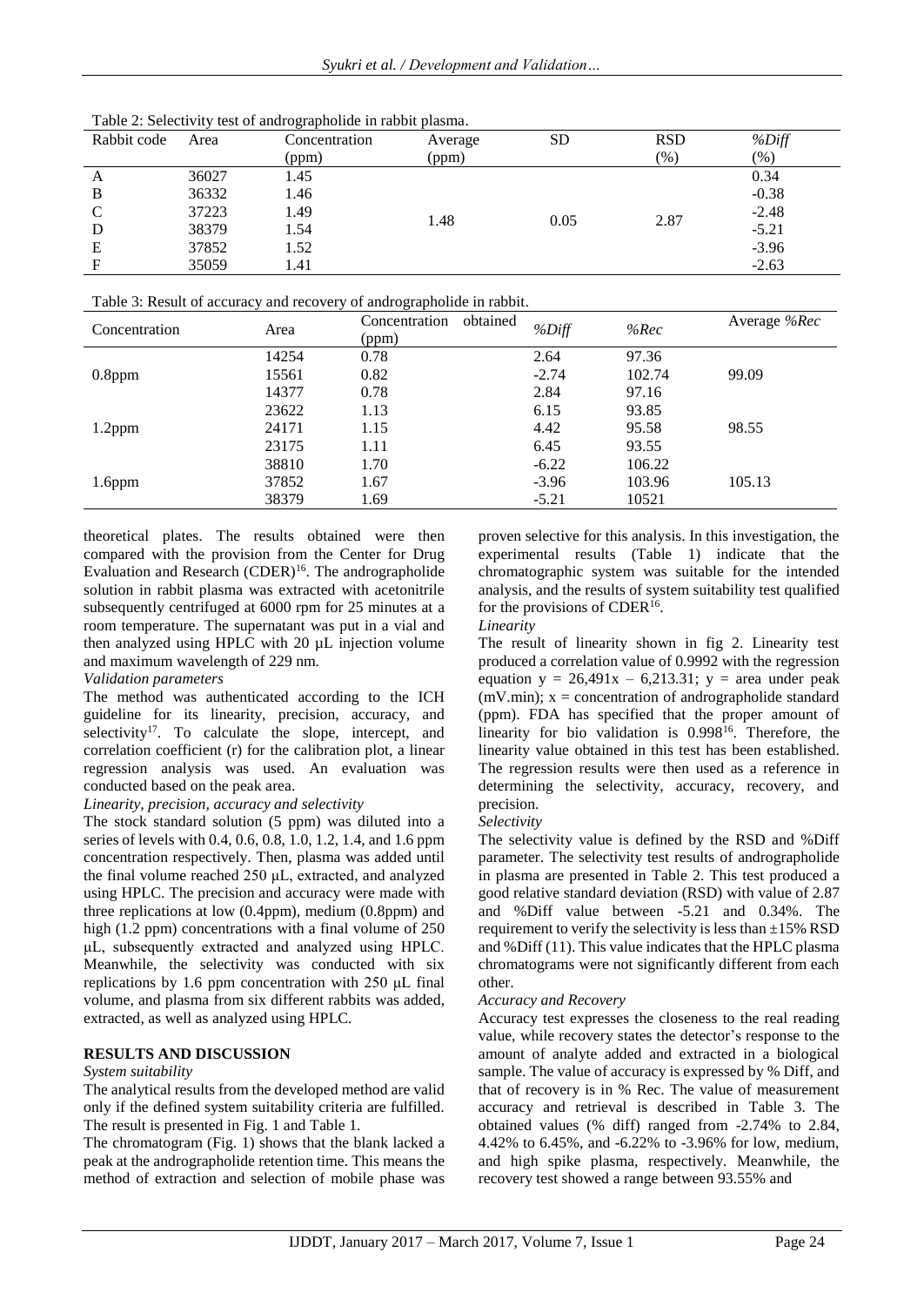Table 2: Selectivity test of andrographolide in rabbit plasma.

| Rabbit code | Area | Concentration (ppm) | Average (ppm) | SD | RSD (%) | *%Diff* (%) |
|---|---|---|---|---|---|---|
| A | 36027 | 1.45 | 1.48 | 0.05 | 2.87 | 0.34 |
| B | 36332 | 1.46 | | | | -0.38 |
| C | 37223 | 1.49 | | | | -2.48 |
| D | 38379 | 1.54 | | | | -5.21 |
| E | 37852 | 1.52 | | | | -3.96 |
| F | 35059 | 1.41 | | | | -2.63 |

Table 3: Result of accuracy and recovery of andrographolide in rabbit.

| Concentration | Area | Concentration obtained (ppm) | *%Diff* | *%Rec* | Average *%Rec* |
|---|---|---|---|---|---|
| 0.8ppm | 14254 | 0.78 | 2.64 | 97.36 | 99.09 |
| | 15561 | 0.82 | -2.74 | 102.74 | |
| | 14377 | 0.78 | 2.84 | 97.16 | |
| 1.2ppm | 23622 | 1.13 | 6.15 | 93.85 | 98.55 |
| | 24171 | 1.15 | 4.42 | 95.58 | |
| | 23175 | 1.11 | 6.45 | 93.55 | |
| 1.6ppm | 38810 | 1.70 | -6.22 | 106.22 | 105.13 |
| | 37852 | 1.67 | -3.96 | 103.96 | |
| | 38379 | 1.69 | -5.21 | 10521 | |

theoretical plates. The results obtained were then compared with the provision from the Center for Drug Evaluation and Research (CDER)[16]. The andrographolide solution in rabbit plasma was extracted with acetonitrile subsequently centrifuged at 6000 rpm for 25 minutes at a room temperature. The supernatant was put in a vial and then analyzed using HPLC with 20 µL injection volume and maximum wavelength of 229 nm.

*Validation parameters*

The method was authenticated according to the ICH guideline for its linearity, precision, accuracy, and selectivity[17]. To calculate the slope, intercept, and correlation coefficient (r) for the calibration plot, a linear regression analysis was used. An evaluation was conducted based on the peak area.

*Linearity, precision, accuracy and selectivity*

The stock standard solution (5 ppm) was diluted into a series of levels with 0.4, 0.6, 0.8, 1.0, 1.2, 1.4, and 1.6 ppm concentration respectively. Then, plasma was added until the final volume reached 250 µL, extracted, and analyzed using HPLC. The precision and accuracy were made with three replications at low (0.4ppm), medium (0.8ppm) and high (1.2 ppm) concentrations with a final volume of 250 µL, subsequently extracted and analyzed using HPLC. Meanwhile, the selectivity was conducted with six replications by 1.6 ppm concentration with 250 µL final volume, and plasma from six different rabbits was added, extracted, as well as analyzed using HPLC.

## RESULTS AND DISCUSSION

*System suitability*

The analytical results from the developed method are valid only if the defined system suitability criteria are fulfilled. The result is presented in Fig. 1 and Table 1.

The chromatogram (Fig. 1) shows that the blank lacked a peak at the andrographolide retention time. This means the method of extraction and selection of mobile phase was proven selective for this analysis. In this investigation, the experimental results (Table 1) indicate that the chromatographic system was suitable for the intended analysis, and the results of system suitability test qualified for the provisions of CDER[16].

*Linearity*

The result of linearity shown in fig 2. Linearity test produced a correlation value of 0.9992 with the regression equation $y = 26{,}491x - 6{,}213.31$; $y$ = area under peak (mV.min); $x$ = concentration of andrographolide standard (ppm). FDA has specified that the proper amount of linearity for bio validation is 0.998[16]. Therefore, the linearity value obtained in this test has been established. The regression results were then used as a reference in determining the selectivity, accuracy, recovery, and precision.

*Selectivity*

The selectivity value is defined by the RSD and %Diff parameter. The selectivity test results of andrographolide in plasma are presented in Table 2. This test produced a good relative standard deviation (RSD) with value of 2.87 and %Diff value between -5.21 and 0.34%. The requirement to verify the selectivity is less than ±15% RSD and %Diff (11). This value indicates that the HPLC plasma chromatograms were not significantly different from each other.

*Accuracy and Recovery*

Accuracy test expresses the closeness to the real reading value, while recovery states the detector's response to the amount of analyte added and extracted in a biological sample. The value of accuracy is expressed by % Diff, and that of recovery is in % Rec. The value of measurement accuracy and retrieval is described in Table 3. The obtained values (% diff) ranged from -2.74% to 2.84, 4.42% to 6.45%, and -6.22% to -3.96% for low, medium, and high spike plasma, respectively. Meanwhile, the recovery test showed a range between 93.55% and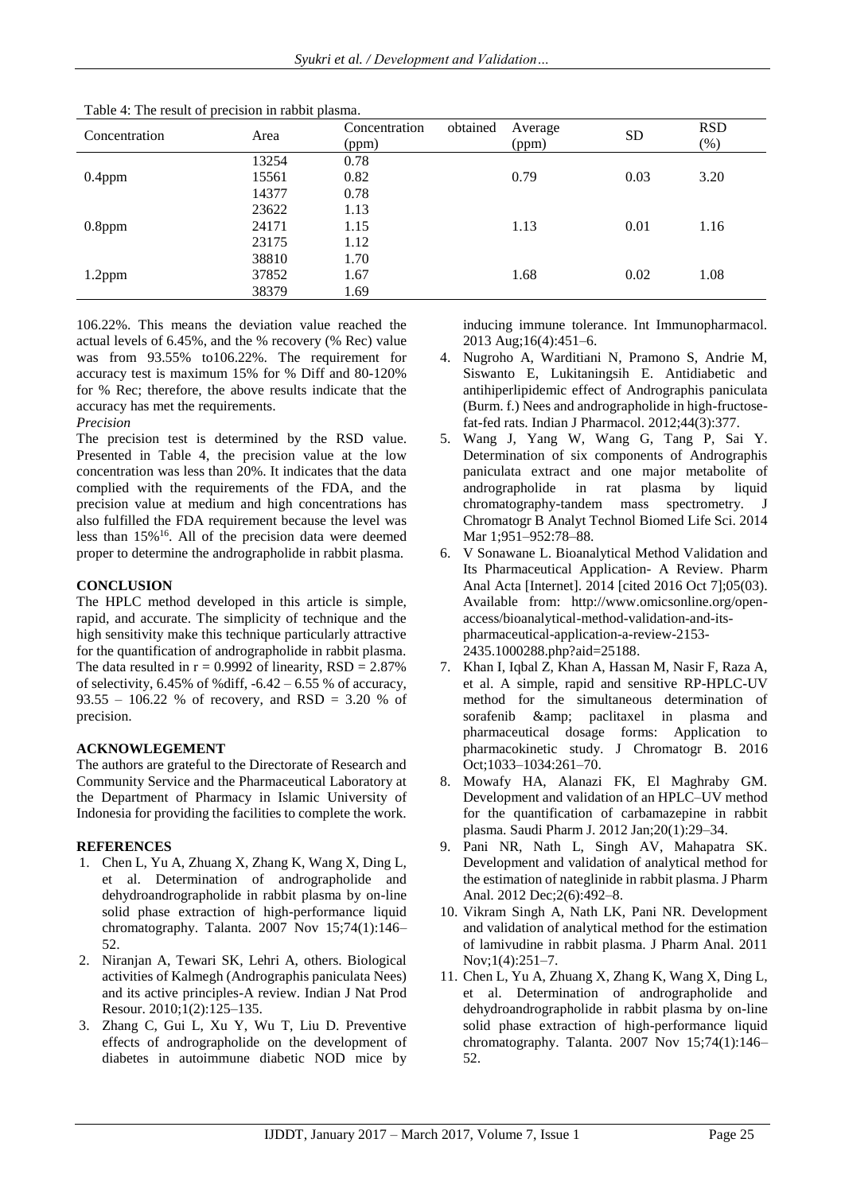Table 4: The result of precision in rabbit plasma.

| Concentration | Area | Concentration obtained (ppm) | Average (ppm) | SD | RSD (%) |
|---|---|---|---|---|---|
| 0.4ppm | 13254 | 0.78 | | | |
| | 15561 | 0.82 | 0.79 | 0.03 | 3.20 |
| | 14377 | 0.78 | | | |
| 0.8ppm | 23622 | 1.13 | | | |
| | 24171 | 1.15 | 1.13 | 0.01 | 1.16 |
| | 23175 | 1.12 | | | |
| 1.2ppm | 38810 | 1.70 | | | |
| | 37852 | 1.67 | 1.68 | 0.02 | 1.08 |
| | 38379 | 1.69 | | | |

106.22%. This means the deviation value reached the actual levels of 6.45%, and the % recovery (% Rec) value was from 93.55% to106.22%. The requirement for accuracy test is maximum 15% for % Diff and 80-120% for % Rec; therefore, the above results indicate that the accuracy has met the requirements.

*Precision*

The precision test is determined by the RSD value. Presented in Table 4, the precision value at the low concentration was less than 20%. It indicates that the data complied with the requirements of the FDA, and the precision value at medium and high concentrations has also fulfilled the FDA requirement because the level was less than 15%[16]. All of the precision data were deemed proper to determine the andrographolide in rabbit plasma.

## CONCLUSION

The HPLC method developed in this article is simple, rapid, and accurate. The simplicity of technique and the high sensitivity make this technique particularly attractive for the quantification of andrographolide in rabbit plasma. The data resulted in $r = 0.9992$ of linearity, RSD = 2.87% of selectivity, 6.45% of %diff, -6.42 – 6.55 % of accuracy, 93.55 – 106.22 % of recovery, and RSD = 3.20 % of precision.

## ACKNOWLEGEMENT

The authors are grateful to the Directorate of Research and Community Service and the Pharmaceutical Laboratory at the Department of Pharmacy in Islamic University of Indonesia for providing the facilities to complete the work.

## REFERENCES

1. Chen L, Yu A, Zhuang X, Zhang K, Wang X, Ding L, et al. Determination of andrographolide and dehydroandrographolide in rabbit plasma by on-line solid phase extraction of high-performance liquid chromatography. Talanta. 2007 Nov 15;74(1):146–52.
2. Niranjan A, Tewari SK, Lehri A, others. Biological activities of Kalmegh (Andrographis paniculata Nees) and its active principles-A review. Indian J Nat Prod Resour. 2010;1(2):125–135.
3. Zhang C, Gui L, Xu Y, Wu T, Liu D. Preventive effects of andrographolide on the development of diabetes in autoimmune diabetic NOD mice by inducing immune tolerance. Int Immunopharmacol. 2013 Aug;16(4):451–6.
4. Nugroho A, Warditiani N, Pramono S, Andrie M, Siswanto E, Lukitaningsih E. Antidiabetic and antihiperlipidemic effect of Andrographis paniculata (Burm. f.) Nees and andrographolide in high-fructose-fat-fed rats. Indian J Pharmacol. 2012;44(3):377.
5. Wang J, Yang W, Wang G, Tang P, Sai Y. Determination of six components of Andrographis paniculata extract and one major metabolite of andrographolide in rat plasma by liquid chromatography-tandem mass spectrometry. J Chromatogr B Analyt Technol Biomed Life Sci. 2014 Mar 1;951–952:78–88.
6. V Sonawane L. Bioanalytical Method Validation and Its Pharmaceutical Application- A Review. Pharm Anal Acta [Internet]. 2014 [cited 2016 Oct 7];05(03). Available from: http://www.omicsonline.org/open-access/bioanalytical-method-validation-and-its-pharmaceutical-application-a-review-2153-2435.1000288.php?aid=25188.
7. Khan I, Iqbal Z, Khan A, Hassan M, Nasir F, Raza A, et al. A simple, rapid and sensitive RP-HPLC-UV method for the simultaneous determination of sorafenib &amp; paclitaxel in plasma and pharmaceutical dosage forms: Application to pharmacokinetic study. J Chromatogr B. 2016 Oct;1033–1034:261–70.
8. Mowafy HA, Alanazi FK, El Maghraby GM. Development and validation of an HPLC–UV method for the quantification of carbamazepine in rabbit plasma. Saudi Pharm J. 2012 Jan;20(1):29–34.
9. Pani NR, Nath L, Singh AV, Mahapatra SK. Development and validation of analytical method for the estimation of nateglinide in rabbit plasma. J Pharm Anal. 2012 Dec;2(6):492–8.
10. Vikram Singh A, Nath LK, Pani NR. Development and validation of analytical method for the estimation of lamivudine in rabbit plasma. J Pharm Anal. 2011 Nov;1(4):251–7.
11. Chen L, Yu A, Zhuang X, Zhang K, Wang X, Ding L, et al. Determination of andrographolide and dehydroandrographolide in rabbit plasma by on-line solid phase extraction of high-performance liquid chromatography. Talanta. 2007 Nov 15;74(1):146–52.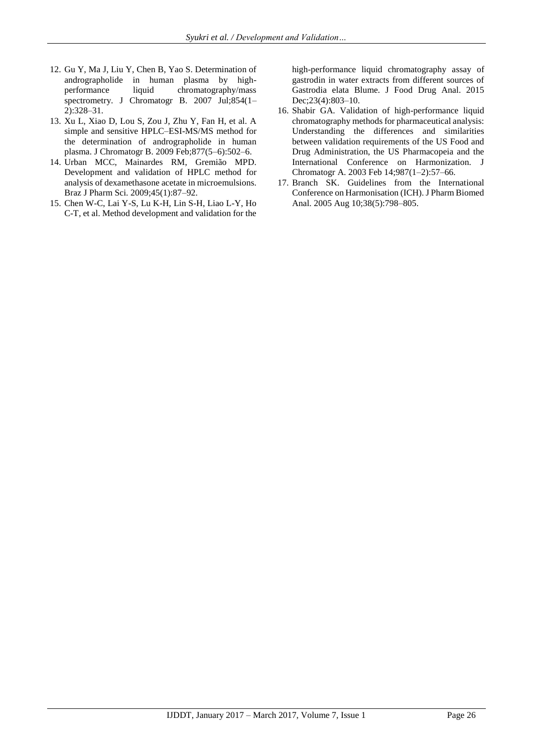12. Gu Y, Ma J, Liu Y, Chen B, Yao S. Determination of andrographolide in human plasma by high-performance liquid chromatography/mass spectrometry. J Chromatogr B. 2007 Jul;854(1–2):328–31.
13. Xu L, Xiao D, Lou S, Zou J, Zhu Y, Fan H, et al. A simple and sensitive HPLC–ESI-MS/MS method for the determination of andrographolide in human plasma. J Chromatogr B. 2009 Feb;877(5–6):502–6.
14. Urban MCC, Mainardes RM, Gremião MPD. Development and validation of HPLC method for analysis of dexamethasone acetate in microemulsions. Braz J Pharm Sci. 2009;45(1):87–92.
15. Chen W-C, Lai Y-S, Lu K-H, Lin S-H, Liao L-Y, Ho C-T, et al. Method development and validation for the high-performance liquid chromatography assay of gastrodin in water extracts from different sources of Gastrodia elata Blume. J Food Drug Anal. 2015 Dec;23(4):803–10.
16. Shabir GA. Validation of high-performance liquid chromatography methods for pharmaceutical analysis: Understanding the differences and similarities between validation requirements of the US Food and Drug Administration, the US Pharmacopeia and the International Conference on Harmonization. J Chromatogr A. 2003 Feb 14;987(1–2):57–66.
17. Branch SK. Guidelines from the International Conference on Harmonisation (ICH). J Pharm Biomed Anal. 2005 Aug 10;38(5):798–805.